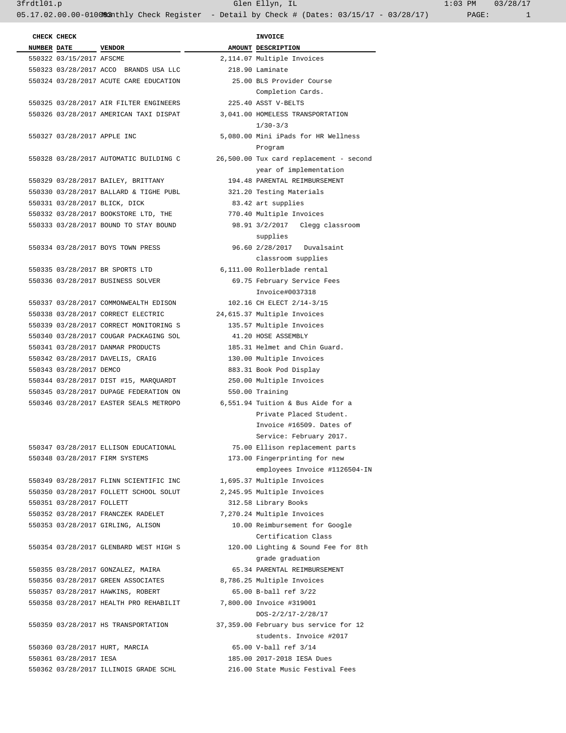| CHECK NUMBER | CHECK DATE | VENDOR | INVOICE AMOUNT | DESCRIPTION |
|---|---|---|---|---|
| 550322 | 03/15/2017 | AFSCME | 2,114.07 | Multiple Invoices |
| 550323 | 03/28/2017 | ACCO BRANDS USA LLC | 218.90 | Laminate |
| 550324 | 03/28/2017 | ACUTE CARE EDUCATION | 25.00 | BLS Provider Course Completion Cards. |
| 550325 | 03/28/2017 | AIR FILTER ENGINEERS | 225.40 | ASST V-BELTS |
| 550326 | 03/28/2017 | AMERICAN TAXI DISPAT | 3,041.00 | HOMELESS TRANSPORTATION 1/30-3/3 |
| 550327 | 03/28/2017 | APPLE INC | 5,080.00 | Mini iPads for HR Wellness Program |
| 550328 | 03/28/2017 | AUTOMATIC BUILDING C | 26,500.00 | Tux card replacement - second year of implementation |
| 550329 | 03/28/2017 | BAILEY, BRITTANY | 194.48 | PARENTAL REIMBURSEMENT |
| 550330 | 03/28/2017 | BALLARD & TIGHE PUBL | 321.20 | Testing Materials |
| 550331 | 03/28/2017 | BLICK, DICK | 83.42 | art supplies |
| 550332 | 03/28/2017 | BOOKSTORE LTD, THE | 770.40 | Multiple Invoices |
| 550333 | 03/28/2017 | BOUND TO STAY BOUND | 98.91 | 3/2/2017 Clegg classroom supplies |
| 550334 | 03/28/2017 | BOYS TOWN PRESS | 96.60 | 2/28/2017 Duvalsaint classroom supplies |
| 550335 | 03/28/2017 | BR SPORTS LTD | 6,111.00 | Rollerblade rental |
| 550336 | 03/28/2017 | BUSINESS SOLVER | 69.75 | February Service Fees Invoice#0037318 |
| 550337 | 03/28/2017 | COMMONWEALTH EDISON | 102.16 | CH ELECT 2/14-3/15 |
| 550338 | 03/28/2017 | CORRECT ELECTRIC | 24,615.37 | Multiple Invoices |
| 550339 | 03/28/2017 | CORRECT MONITORING S | 135.57 | Multiple Invoices |
| 550340 | 03/28/2017 | COUGAR PACKAGING SOL | 41.20 | HOSE ASSEMBLY |
| 550341 | 03/28/2017 | DANMAR PRODUCTS | 185.31 | Helmet and Chin Guard. |
| 550342 | 03/28/2017 | DAVELIS, CRAIG | 130.00 | Multiple Invoices |
| 550343 | 03/28/2017 | DEMCO | 883.31 | Book Pod Display |
| 550344 | 03/28/2017 | DIST #15, MARQUARDT | 250.00 | Multiple Invoices |
| 550345 | 03/28/2017 | DUPAGE FEDERATION ON | 550.00 | Training |
| 550346 | 03/28/2017 | EASTER SEALS METROPO | 6,551.94 | Tuition & Bus Aide for a Private Placed Student. Invoice #16509. Dates of Service: February 2017. |
| 550347 | 03/28/2017 | ELLISON EDUCATIONAL | 75.00 | Ellison replacement parts |
| 550348 | 03/28/2017 | FIRM SYSTEMS | 173.00 | Fingerprinting for new employees Invoice #1126504-IN |
| 550349 | 03/28/2017 | FLINN SCIENTIFIC INC | 1,695.37 | Multiple Invoices |
| 550350 | 03/28/2017 | FOLLETT SCHOOL SOLUT | 2,245.95 | Multiple Invoices |
| 550351 | 03/28/2017 | FOLLETT | 312.58 | Library Books |
| 550352 | 03/28/2017 | FRANCZEK RADELET | 7,270.24 | Multiple Invoices |
| 550353 | 03/28/2017 | GIRLING, ALISON | 10.00 | Reimbursement for Google Certification Class |
| 550354 | 03/28/2017 | GLENBARD WEST HIGH S | 120.00 | Lighting & Sound Fee for 8th grade graduation |
| 550355 | 03/28/2017 | GONZALEZ, MAIRA | 65.34 | PARENTAL REIMBURSEMENT |
| 550356 | 03/28/2017 | GREEN ASSOCIATES | 8,786.25 | Multiple Invoices |
| 550357 | 03/28/2017 | HAWKINS, ROBERT | 65.00 | B-ball ref 3/22 |
| 550358 | 03/28/2017 | HEALTH PRO REHABILIT | 7,800.00 | Invoice #319001 DOS-2/2/17-2/28/17 |
| 550359 | 03/28/2017 | HS TRANSPORTATION | 37,359.00 | February bus service for 12 students. Invoice #2017 |
| 550360 | 03/28/2017 | HURT, MARCIA | 65.00 | V-ball ref 3/14 |
| 550361 | 03/28/2017 | IESA | 185.00 | 2017-2018 IESA Dues |
| 550362 | 03/28/2017 | ILLINOIS GRADE SCHL | 216.00 | State Music Festival Fees |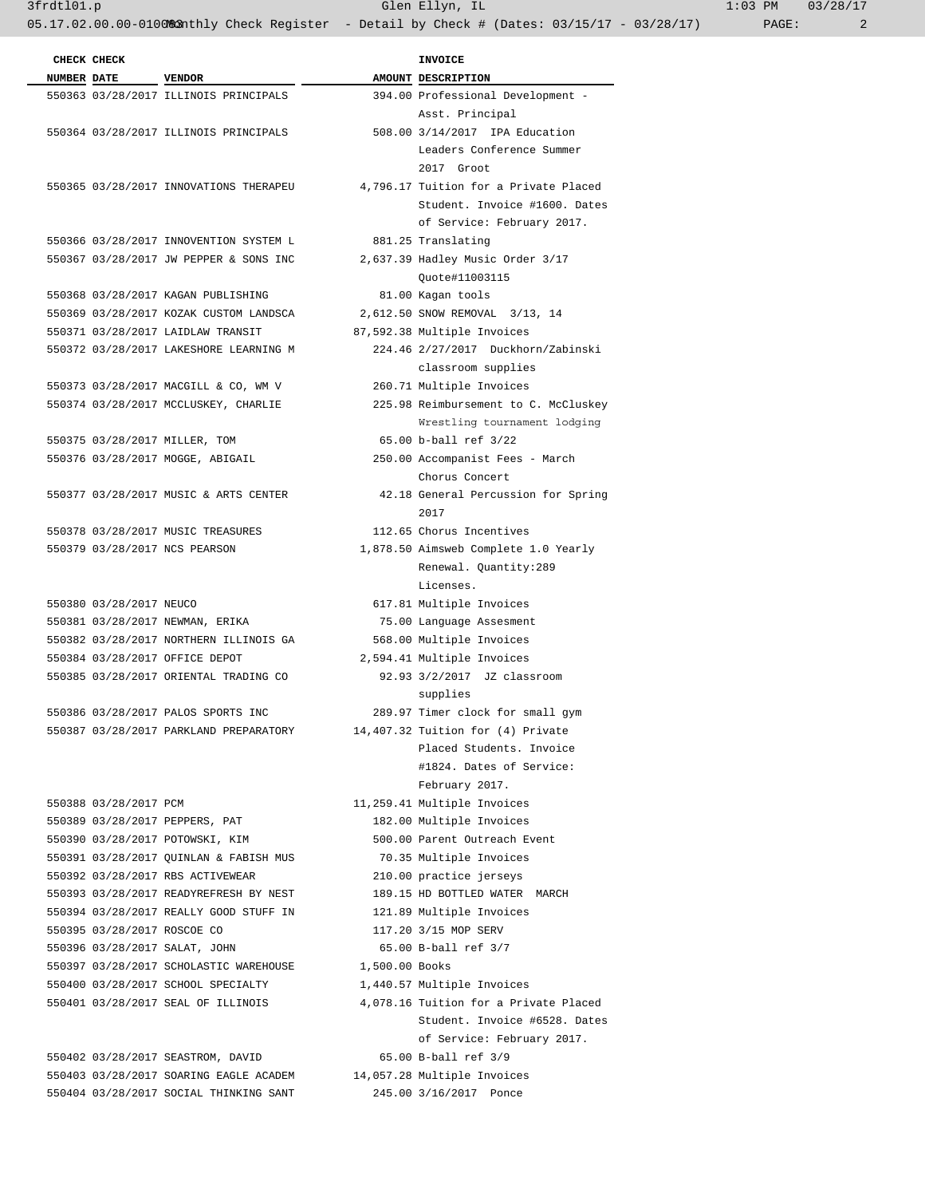| CHECK NUMBER | CHECK DATE | VENDOR | AMOUNT | INVOICE DESCRIPTION |
|---|---|---|---|---|
| 550363 | 03/28/2017 | ILLINOIS PRINCIPALS | 394.00 | Professional Development - Asst. Principal |
| 550364 | 03/28/2017 | ILLINOIS PRINCIPALS | 508.00 | 3/14/2017 IPA Education Leaders Conference Summer 2017 Groot |
| 550365 | 03/28/2017 | INNOVATIONS THERAPEU | 4,796.17 | Tuition for a Private Placed Student. Invoice #1600. Dates of Service: February 2017. |
| 550366 | 03/28/2017 | INNOVENTION SYSTEM L | 881.25 | Translating |
| 550367 | 03/28/2017 | JW PEPPER & SONS INC | 2,637.39 | Hadley Music Order 3/17 Quote#11003115 |
| 550368 | 03/28/2017 | KAGAN PUBLISHING | 81.00 | Kagan tools |
| 550369 | 03/28/2017 | KOZAK CUSTOM LANDSCA | 2,612.50 | SNOW REMOVAL 3/13, 14 |
| 550371 | 03/28/2017 | LAIDLAW TRANSIT | 87,592.38 | Multiple Invoices |
| 550372 | 03/28/2017 | LAKESHORE LEARNING M | 224.46 | 2/27/2017 Duckhorn/Zabinski classroom supplies |
| 550373 | 03/28/2017 | MACGILL & CO, WM V | 260.71 | Multiple Invoices |
| 550374 | 03/28/2017 | MCCLUSKEY, CHARLIE | 225.98 | Reimbursement to C. McCluskey Wrestling tournament lodging |
| 550375 | 03/28/2017 | MILLER, TOM | 65.00 | b-ball ref 3/22 |
| 550376 | 03/28/2017 | MOGGE, ABIGAIL | 250.00 | Accompanist Fees - March Chorus Concert |
| 550377 | 03/28/2017 | MUSIC & ARTS CENTER | 42.18 | General Percussion for Spring 2017 |
| 550378 | 03/28/2017 | MUSIC TREASURES | 112.65 | Chorus Incentives |
| 550379 | 03/28/2017 | NCS PEARSON | 1,878.50 | Aimsweb Complete 1.0 Yearly Renewal. Quantity:289 Licenses. |
| 550380 | 03/28/2017 | NEUCO | 617.81 | Multiple Invoices |
| 550381 | 03/28/2017 | NEWMAN, ERIKA | 75.00 | Language Assesment |
| 550382 | 03/28/2017 | NORTHERN ILLINOIS GA | 568.00 | Multiple Invoices |
| 550384 | 03/28/2017 | OFFICE DEPOT | 2,594.41 | Multiple Invoices |
| 550385 | 03/28/2017 | ORIENTAL TRADING CO | 92.93 | 3/2/2017 JZ classroom supplies |
| 550386 | 03/28/2017 | PALOS SPORTS INC | 289.97 | Timer clock for small gym |
| 550387 | 03/28/2017 | PARKLAND PREPARATORY | 14,407.32 | Tuition for (4) Private Placed Students. Invoice #1824. Dates of Service: February 2017. |
| 550388 | 03/28/2017 | PCM | 11,259.41 | Multiple Invoices |
| 550389 | 03/28/2017 | PEPPERS, PAT | 182.00 | Multiple Invoices |
| 550390 | 03/28/2017 | POTOWSKI, KIM | 500.00 | Parent Outreach Event |
| 550391 | 03/28/2017 | QUINLAN & FABISH MUS | 70.35 | Multiple Invoices |
| 550392 | 03/28/2017 | RBS ACTIVEWEAR | 210.00 | practice jerseys |
| 550393 | 03/28/2017 | READYREFRESH BY NEST | 189.15 | HD BOTTLED WATER MARCH |
| 550394 | 03/28/2017 | REALLY GOOD STUFF IN | 121.89 | Multiple Invoices |
| 550395 | 03/28/2017 | ROSCOE CO | 117.20 | 3/15 MOP SERV |
| 550396 | 03/28/2017 | SALAT, JOHN | 65.00 | B-ball ref 3/7 |
| 550397 | 03/28/2017 | SCHOLASTIC WAREHOUSE | 1,500.00 | Books |
| 550400 | 03/28/2017 | SCHOOL SPECIALTY | 1,440.57 | Multiple Invoices |
| 550401 | 03/28/2017 | SEAL OF ILLINOIS | 4,078.16 | Tuition for a Private Placed Student. Invoice #6528. Dates of Service: February 2017. |
| 550402 | 03/28/2017 | SEASTROM, DAVID | 65.00 | B-ball ref 3/9 |
| 550403 | 03/28/2017 | SOARING EAGLE ACADEM | 14,057.28 | Multiple Invoices |
| 550404 | 03/28/2017 | SOCIAL THINKING SANT | 245.00 | 3/16/2017 Ponce |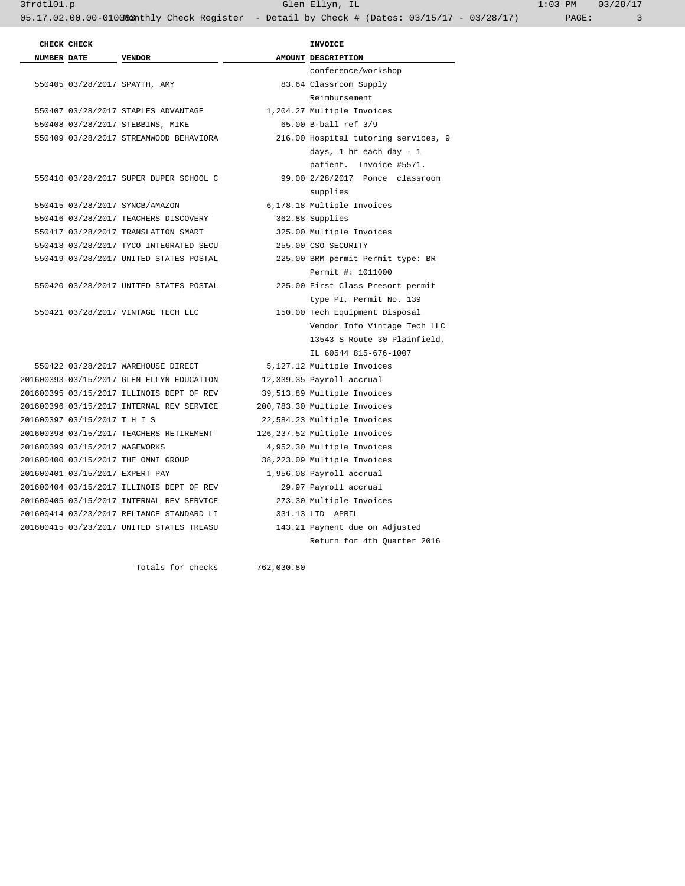| CHECK NUMBER | CHECK DATE | VENDOR | AMOUNT | INVOICE DESCRIPTION |
|---|---|---|---|---|
| | | | | conference/workshop |
| 550405 | 03/28/2017 | SPAYTH, AMY | 83.64 | Classroom Supply Reimbursement |
| 550407 | 03/28/2017 | STAPLES ADVANTAGE | 1,204.27 | Multiple Invoices |
| 550408 | 03/28/2017 | STEBBINS, MIKE | 65.00 | B-ball ref 3/9 |
| 550409 | 03/28/2017 | STREAMWOOD BEHAVIORA | 216.00 | Hospital tutoring services, 9 days, 1 hr each day - 1 patient. Invoice #5571. |
| 550410 | 03/28/2017 | SUPER DUPER SCHOOL C | 99.00 | 2/28/2017 Ponce classroom supplies |
| 550415 | 03/28/2017 | SYNCB/AMAZON | 6,178.18 | Multiple Invoices |
| 550416 | 03/28/2017 | TEACHERS DISCOVERY | 362.88 | Supplies |
| 550417 | 03/28/2017 | TRANSLATION SMART | 325.00 | Multiple Invoices |
| 550418 | 03/28/2017 | TYCO INTEGRATED SECU | 255.00 | CSO SECURITY |
| 550419 | 03/28/2017 | UNITED STATES POSTAL | 225.00 | BRM permit Permit type: BR Permit #: 1011000 |
| 550420 | 03/28/2017 | UNITED STATES POSTAL | 225.00 | First Class Presort permit type PI, Permit No. 139 |
| 550421 | 03/28/2017 | VINTAGE TECH LLC | 150.00 | Tech Equipment Disposal Vendor Info Vintage Tech LLC 13543 S Route 30 Plainfield, IL 60544 815-676-1007 |
| 550422 | 03/28/2017 | WAREHOUSE DIRECT | 5,127.12 | Multiple Invoices |
| 201600393 | 03/15/2017 | GLEN ELLYN EDUCATION | 12,339.35 | Payroll accrual |
| 201600395 | 03/15/2017 | ILLINOIS DEPT OF REV | 39,513.89 | Multiple Invoices |
| 201600396 | 03/15/2017 | INTERNAL REV SERVICE | 200,783.30 | Multiple Invoices |
| 201600397 | 03/15/2017 | T H I S | 22,584.23 | Multiple Invoices |
| 201600398 | 03/15/2017 | TEACHERS RETIREMENT | 126,237.52 | Multiple Invoices |
| 201600399 | 03/15/2017 | WAGEWORKS | 4,952.30 | Multiple Invoices |
| 201600400 | 03/15/2017 | THE OMNI GROUP | 38,223.09 | Multiple Invoices |
| 201600401 | 03/15/2017 | EXPERT PAY | 1,956.08 | Payroll accrual |
| 201600404 | 03/15/2017 | ILLINOIS DEPT OF REV | 29.97 | Payroll accrual |
| 201600405 | 03/15/2017 | INTERNAL REV SERVICE | 273.30 | Multiple Invoices |
| 201600414 | 03/23/2017 | RELIANCE STANDARD LI | 331.13 | LTD APRIL |
| 201600415 | 03/23/2017 | UNITED STATES TREASU | 143.21 | Payment due on Adjusted Return for 4th Quarter 2016 |
| | | Totals for checks | 762,030.80 | |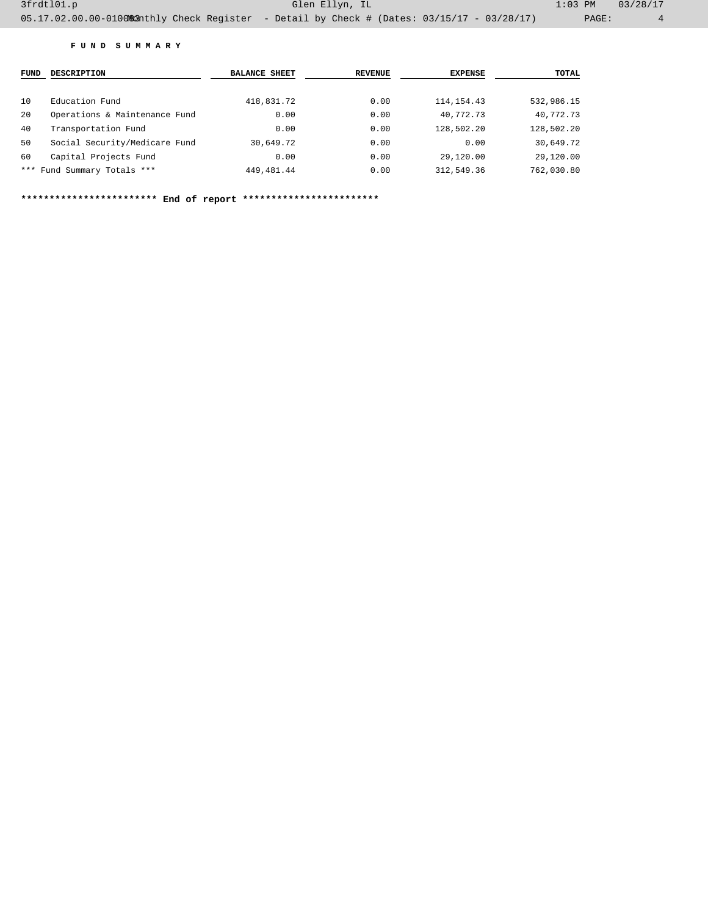**F U N D  S U M M A R Y**

| FUND | DESCRIPTION | BALANCE SHEET | REVENUE | EXPENSE | TOTAL |
|---|---|---|---|---|---|
| 10 | Education Fund | 418,831.72 | 0.00 | 114,154.43 | 532,986.15 |
| 20 | Operations & Maintenance Fund | 0.00 | 0.00 | 40,772.73 | 40,772.73 |
| 40 | Transportation Fund | 0.00 | 0.00 | 128,502.20 | 128,502.20 |
| 50 | Social Security/Medicare Fund | 30,649.72 | 0.00 | 0.00 | 30,649.72 |
| 60 | Capital Projects Fund | 0.00 | 0.00 | 29,120.00 | 29,120.00 |
| *** Fund Summary Totals *** | | 449,481.44 | 0.00 | 312,549.36 | 762,030.80 |

**************************** End of report ****************************